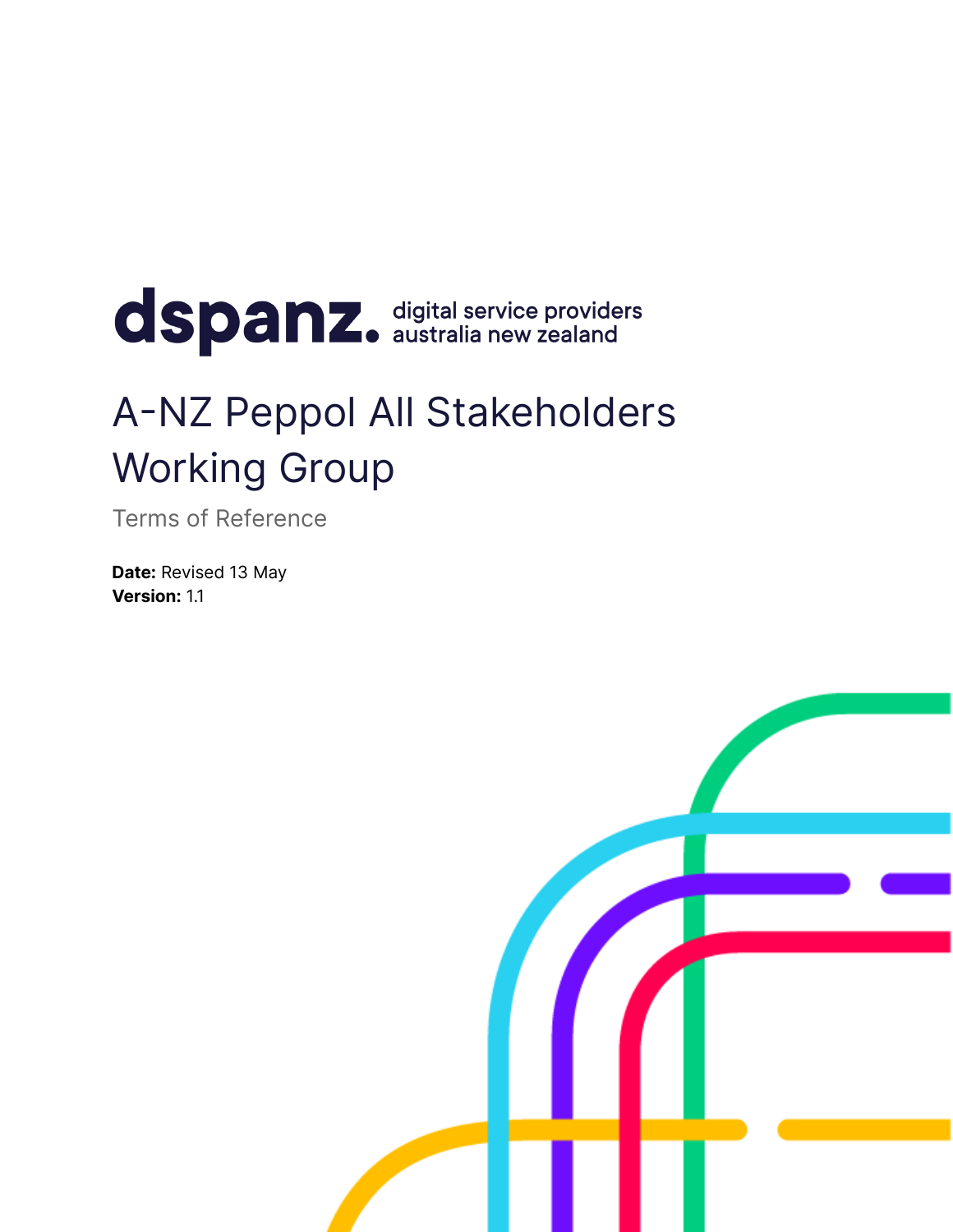dspanz. digital service providers australia new zealand

# A-NZ Peppol All Stakeholders Working Group

Terms of Reference

**Date:** Revised 13 May
**Version:** 1.1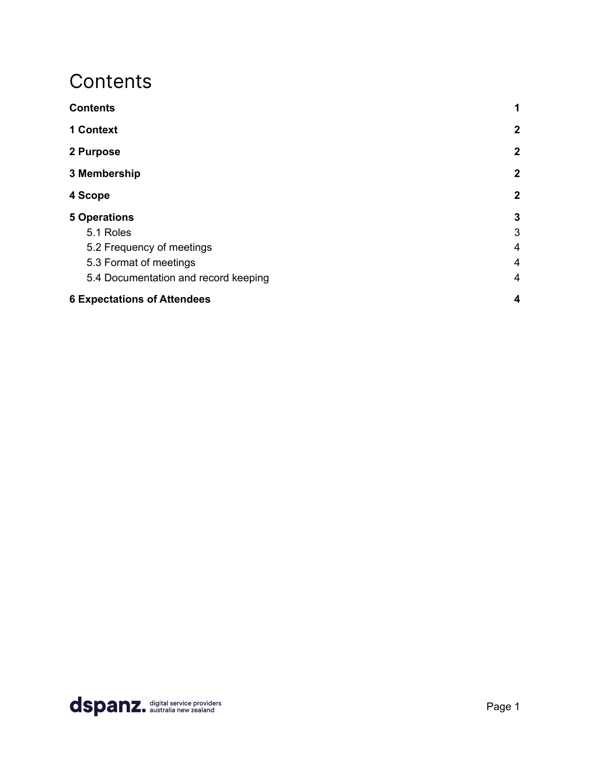# Contents

**Contents** 1

**1 Context** 2

**2 Purpose** 2

**3 Membership** 2

**4 Scope** 2

**5 Operations** 3

- 5.1 Roles 3
- 5.2 Frequency of meetings 4
- 5.3 Format of meetings 4
- 5.4 Documentation and record keeping 4

**6 Expectations of Attendees** 4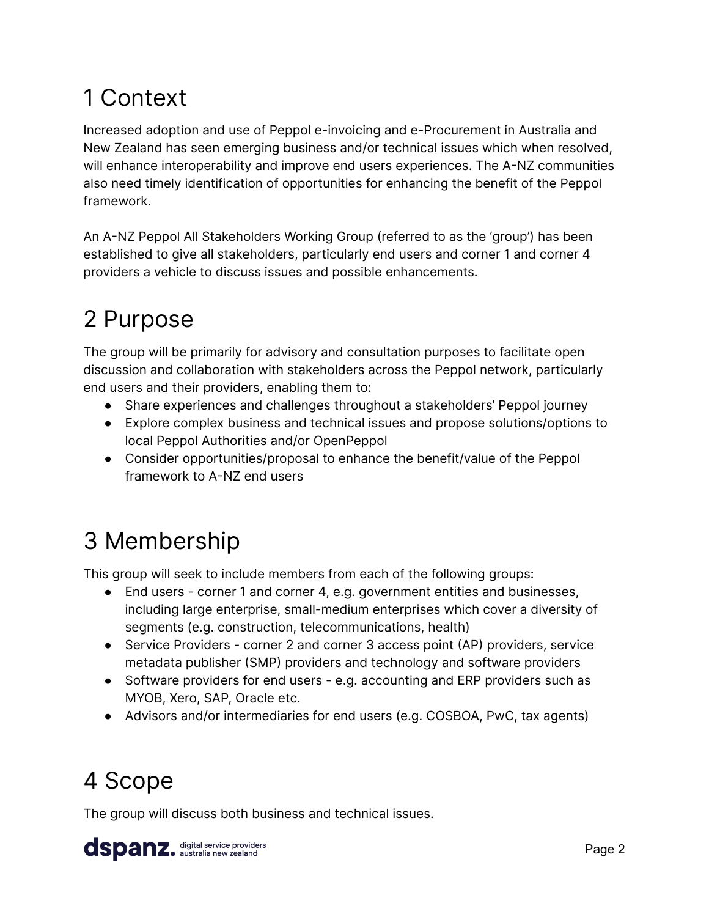# 1 Context

Increased adoption and use of Peppol e-invoicing and e-Procurement in Australia and New Zealand has seen emerging business and/or technical issues which when resolved, will enhance interoperability and improve end users experiences. The A-NZ communities also need timely identification of opportunities for enhancing the benefit of the Peppol framework.

An A-NZ Peppol All Stakeholders Working Group (referred to as the 'group') has been established to give all stakeholders, particularly end users and corner 1 and corner 4 providers a vehicle to discuss issues and possible enhancements.

# 2 Purpose

The group will be primarily for advisory and consultation purposes to facilitate open discussion and collaboration with stakeholders across the Peppol network, particularly end users and their providers, enabling them to:

- Share experiences and challenges throughout a stakeholders' Peppol journey
- Explore complex business and technical issues and propose solutions/options to local Peppol Authorities and/or OpenPeppol
- Consider opportunities/proposal to enhance the benefit/value of the Peppol framework to A-NZ end users

# 3 Membership

This group will seek to include members from each of the following groups:

- End users - corner 1 and corner 4, e.g. government entities and businesses, including large enterprise, small-medium enterprises which cover a diversity of segments (e.g. construction, telecommunications, health)
- Service Providers - corner 2 and corner 3 access point (AP) providers, service metadata publisher (SMP) providers and technology and software providers
- Software providers for end users - e.g. accounting and ERP providers such as MYOB, Xero, SAP, Oracle etc.
- Advisors and/or intermediaries for end users (e.g. COSBOA, PwC, tax agents)

# 4 Scope

The group will discuss both business and technical issues.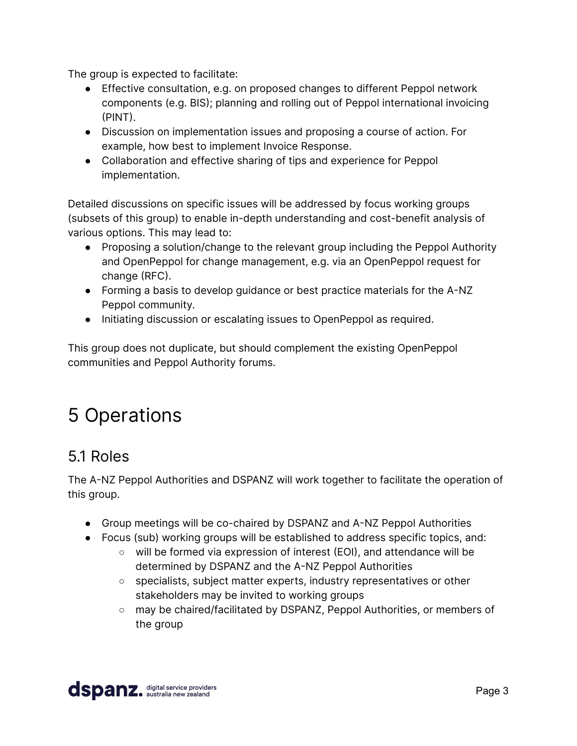The group is expected to facilitate:

- Effective consultation, e.g. on proposed changes to different Peppol network components (e.g. BIS); planning and rolling out of Peppol international invoicing (PINT).
- Discussion on implementation issues and proposing a course of action. For example, how best to implement Invoice Response.
- Collaboration and effective sharing of tips and experience for Peppol implementation.

Detailed discussions on specific issues will be addressed by focus working groups (subsets of this group) to enable in-depth understanding and cost-benefit analysis of various options. This may lead to:

- Proposing a solution/change to the relevant group including the Peppol Authority and OpenPeppol for change management, e.g. via an OpenPeppol request for change (RFC).
- Forming a basis to develop guidance or best practice materials for the A-NZ Peppol community.
- Initiating discussion or escalating issues to OpenPeppol as required.

This group does not duplicate, but should complement the existing OpenPeppol communities and Peppol Authority forums.

# 5 Operations

## 5.1 Roles

The A-NZ Peppol Authorities and DSPANZ will work together to facilitate the operation of this group.

- Group meetings will be co-chaired by DSPANZ and A-NZ Peppol Authorities
- Focus (sub) working groups will be established to address specific topics, and:
  - will be formed via expression of interest (EOI), and attendance will be determined by DSPANZ and the A-NZ Peppol Authorities
  - specialists, subject matter experts, industry representatives or other stakeholders may be invited to working groups
  - may be chaired/facilitated by DSPANZ, Peppol Authorities, or members of the group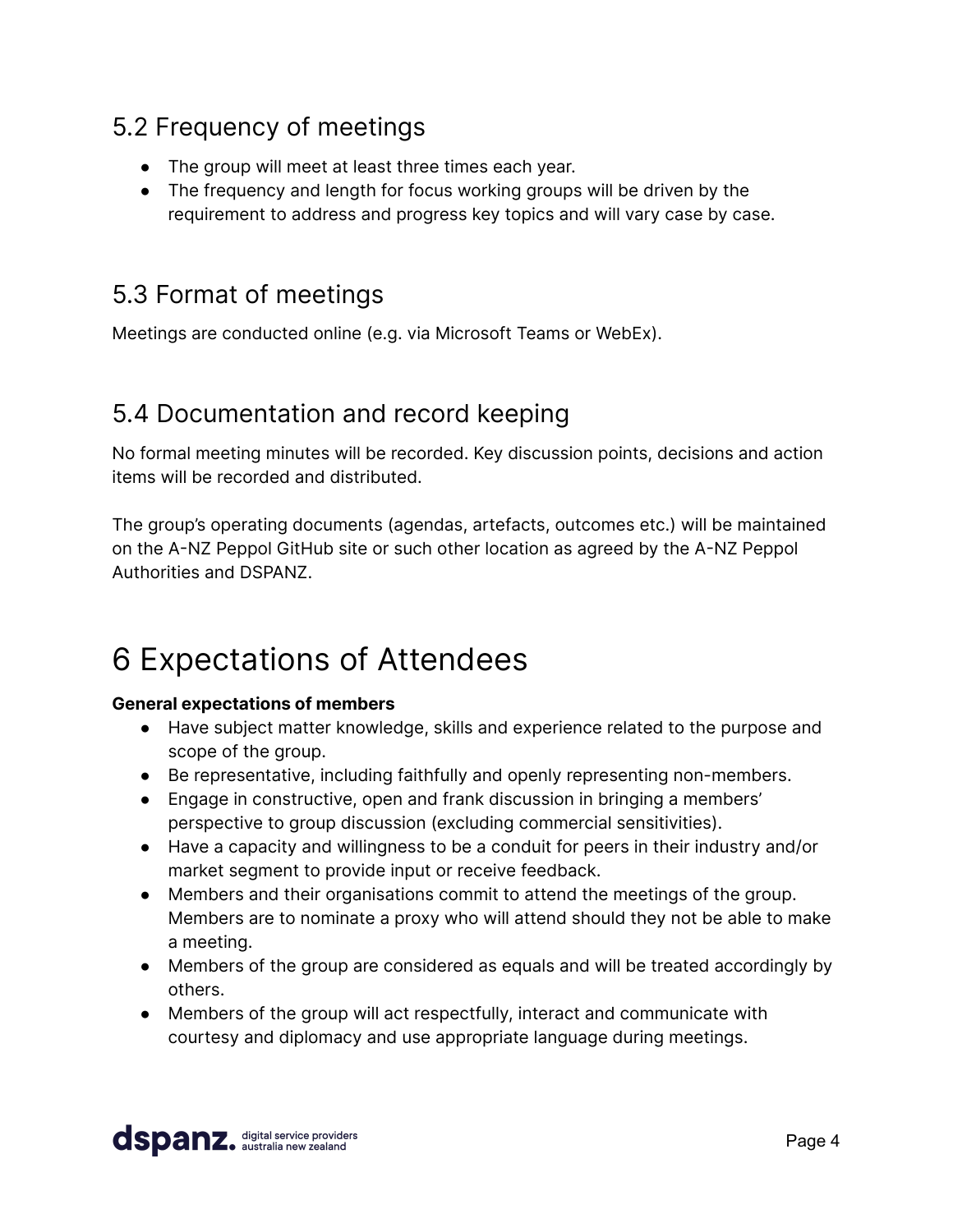## 5.2 Frequency of meetings

- The group will meet at least three times each year.
- The frequency and length for focus working groups will be driven by the requirement to address and progress key topics and will vary case by case.

## 5.3 Format of meetings

Meetings are conducted online (e.g. via Microsoft Teams or WebEx).

## 5.4 Documentation and record keeping

No formal meeting minutes will be recorded. Key discussion points, decisions and action items will be recorded and distributed.

The group's operating documents (agendas, artefacts, outcomes etc.) will be maintained on the A-NZ Peppol GitHub site or such other location as agreed by the A-NZ Peppol Authorities and DSPANZ.

# 6 Expectations of Attendees

**General expectations of members**

- Have subject matter knowledge, skills and experience related to the purpose and scope of the group.
- Be representative, including faithfully and openly representing non-members.
- Engage in constructive, open and frank discussion in bringing a members' perspective to group discussion (excluding commercial sensitivities).
- Have a capacity and willingness to be a conduit for peers in their industry and/or market segment to provide input or receive feedback.
- Members and their organisations commit to attend the meetings of the group. Members are to nominate a proxy who will attend should they not be able to make a meeting.
- Members of the group are considered as equals and will be treated accordingly by others.
- Members of the group will act respectfully, interact and communicate with courtesy and diplomacy and use appropriate language during meetings.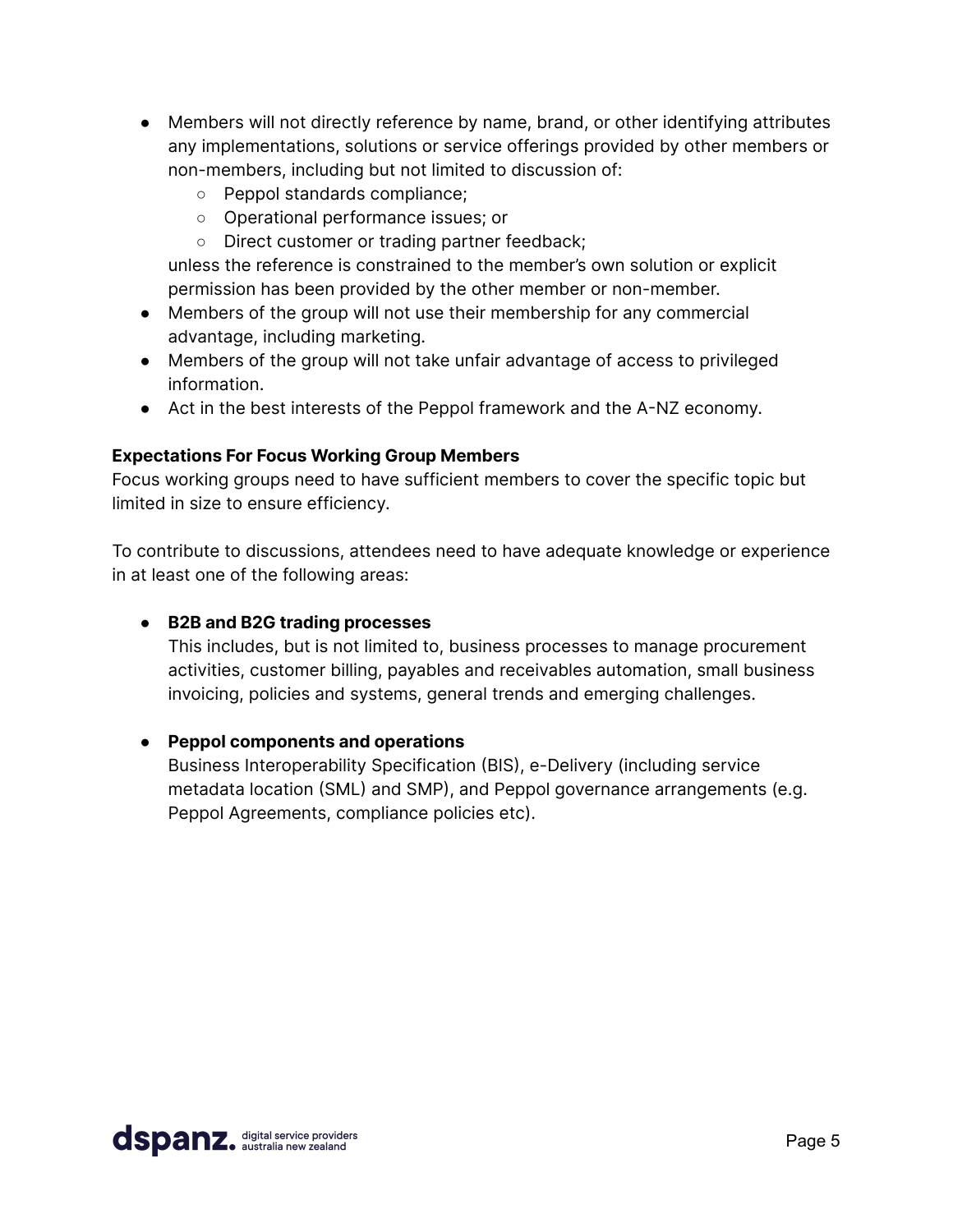- Members will not directly reference by name, brand, or other identifying attributes any implementations, solutions or service offerings provided by other members or non-members, including but not limited to discussion of:
    - Peppol standards compliance;
    - Operational performance issues; or
    - Direct customer or trading partner feedback;

  unless the reference is constrained to the member's own solution or explicit permission has been provided by the other member or non-member.
- Members of the group will not use their membership for any commercial advantage, including marketing.
- Members of the group will not take unfair advantage of access to privileged information.
- Act in the best interests of the Peppol framework and the A-NZ economy.

**Expectations For Focus Working Group Members**

Focus working groups need to have sufficient members to cover the specific topic but limited in size to ensure efficiency.

To contribute to discussions, attendees need to have adequate knowledge or experience in at least one of the following areas:

- **B2B and B2G trading processes**

  This includes, but is not limited to, business processes to manage procurement activities, customer billing, payables and receivables automation, small business invoicing, policies and systems, general trends and emerging challenges.

- **Peppol components and operations**

  Business Interoperability Specification (BIS), e-Delivery (including service metadata location (SML) and SMP), and Peppol governance arrangements (e.g. Peppol Agreements, compliance policies etc).